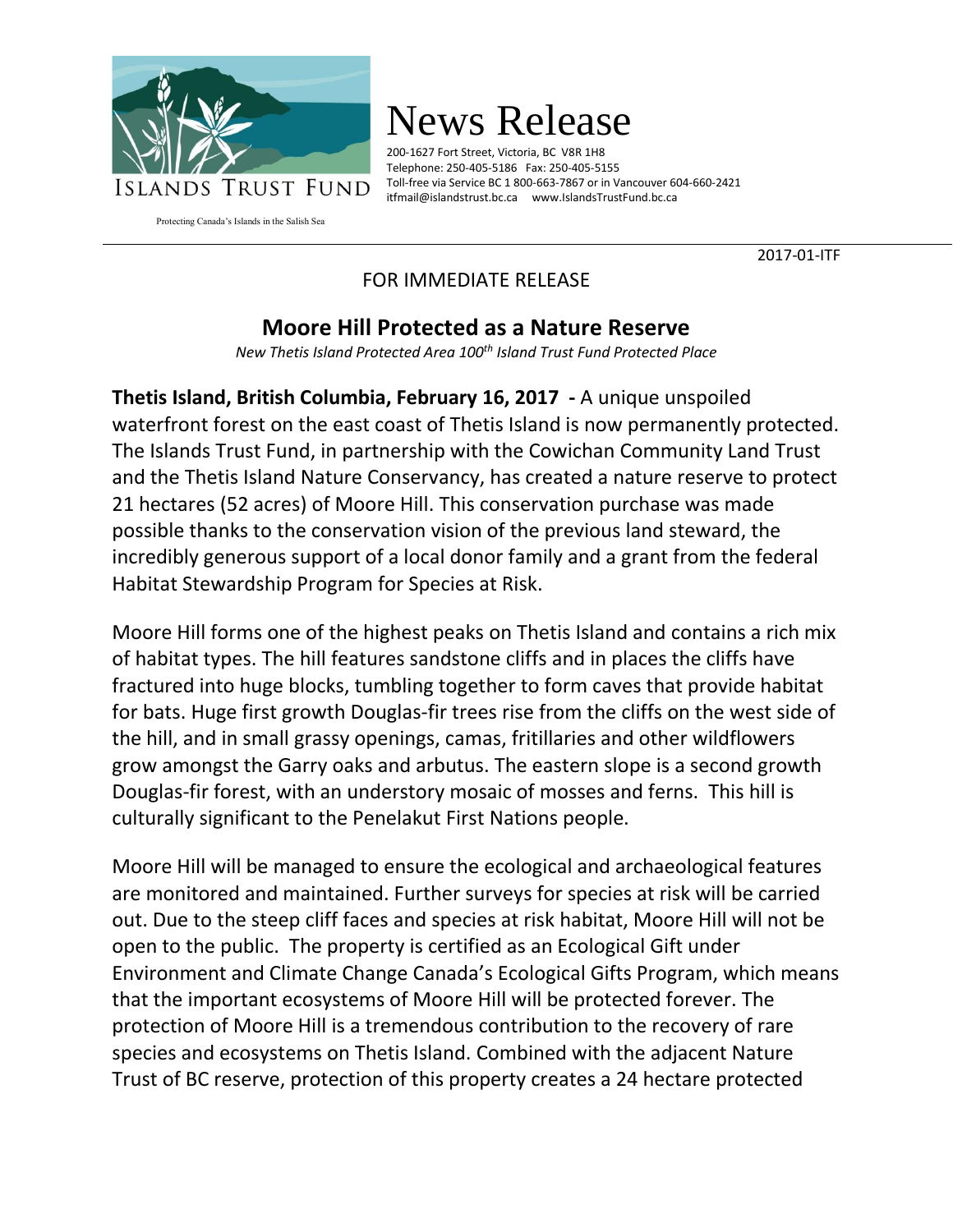ISLANDS TRUST FUND

Protecting Canada's Islands in the Salish Sea

# News Release

200-1627 Fort Street, Victoria, BC V8R 1H8
Telephone: 250-405-5186 Fax: 250-405-5155
Toll-free via Service BC 1 800-663-7867 or in Vancouver 604-660-2421
itfmail@islandstrust.bc.ca www.IslandsTrustFund.bc.ca

2017-01-ITF

FOR IMMEDIATE RELEASE

## Moore Hill Protected as a Nature Reserve

*New Thetis Island Protected Area 100th Island Trust Fund Protected Place*

**Thetis Island, British Columbia, February 16, 2017 -** A unique unspoiled waterfront forest on the east coast of Thetis Island is now permanently protected. The Islands Trust Fund, in partnership with the Cowichan Community Land Trust and the Thetis Island Nature Conservancy, has created a nature reserve to protect 21 hectares (52 acres) of Moore Hill. This conservation purchase was made possible thanks to the conservation vision of the previous land steward, the incredibly generous support of a local donor family and a grant from the federal Habitat Stewardship Program for Species at Risk.

Moore Hill forms one of the highest peaks on Thetis Island and contains a rich mix of habitat types. The hill features sandstone cliffs and in places the cliffs have fractured into huge blocks, tumbling together to form caves that provide habitat for bats. Huge first growth Douglas-fir trees rise from the cliffs on the west side of the hill, and in small grassy openings, camas, fritillaries and other wildflowers grow amongst the Garry oaks and arbutus. The eastern slope is a second growth Douglas-fir forest, with an understory mosaic of mosses and ferns. This hill is culturally significant to the Penelakut First Nations people.

Moore Hill will be managed to ensure the ecological and archaeological features are monitored and maintained. Further surveys for species at risk will be carried out. Due to the steep cliff faces and species at risk habitat, Moore Hill will not be open to the public. The property is certified as an Ecological Gift under Environment and Climate Change Canada's Ecological Gifts Program, which means that the important ecosystems of Moore Hill will be protected forever. The protection of Moore Hill is a tremendous contribution to the recovery of rare species and ecosystems on Thetis Island. Combined with the adjacent Nature Trust of BC reserve, protection of this property creates a 24 hectare protected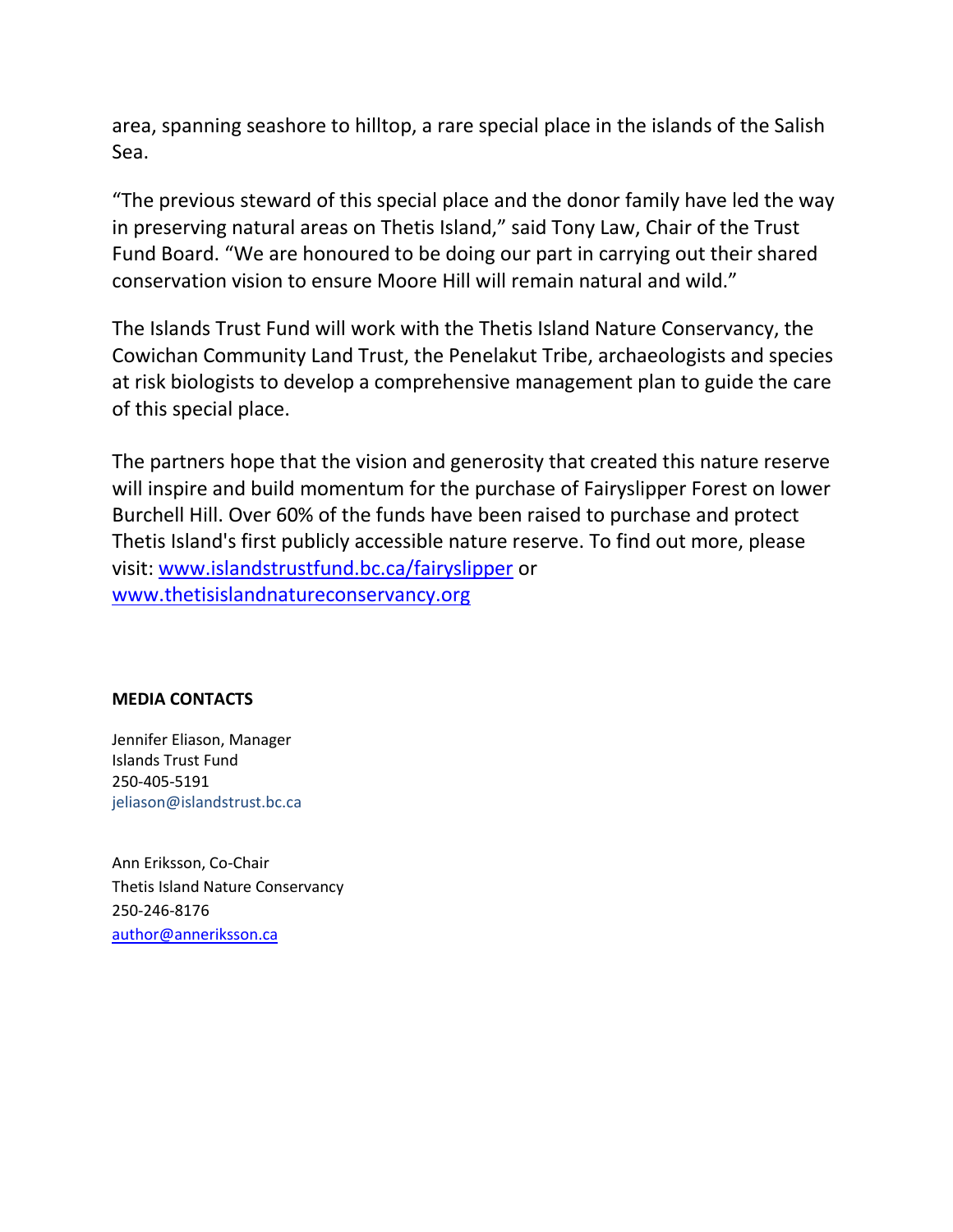area, spanning seashore to hilltop, a rare special place in the islands of the Salish Sea.

“The previous steward of this special place and the donor family have led the way in preserving natural areas on Thetis Island,” said Tony Law, Chair of the Trust Fund Board. “We are honoured to be doing our part in carrying out their shared conservation vision to ensure Moore Hill will remain natural and wild.”

The Islands Trust Fund will work with the Thetis Island Nature Conservancy, the Cowichan Community Land Trust, the Penelakut Tribe, archaeologists and species at risk biologists to develop a comprehensive management plan to guide the care of this special place.

The partners hope that the vision and generosity that created this nature reserve will inspire and build momentum for the purchase of Fairyslipper Forest on lower Burchell Hill. Over 60% of the funds have been raised to purchase and protect Thetis Island's first publicly accessible nature reserve. To find out more, please visit: [www.islandstrustfund.bc.ca/fairyslipper](http://www.islandstrustfund.bc.ca/fairyslipper) or [www.thetisislandnatureconservancy.org](http://www.thetisislandnatureconservancy.org)

**MEDIA CONTACTS**

Jennifer Eliason, Manager
Islands Trust Fund
250-405-5191
jeliason@islandstrust.bc.ca

Ann Eriksson, Co-Chair
Thetis Island Nature Conservancy
250-246-8176
author@anneriksson.ca